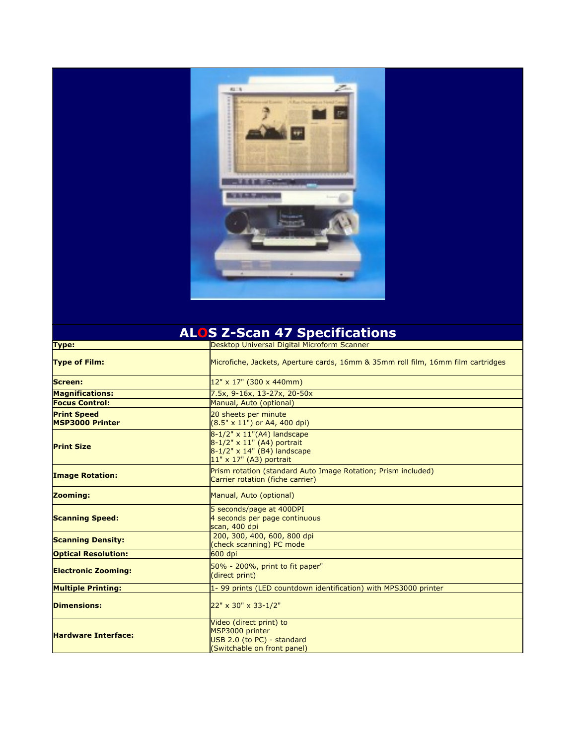# ALOS Z-Scan 47 Specifications

| | |
|---|---|
| **Type:** | Desktop Universal Digital Microform Scanner |
| **Type of Film:** | Microfiche, Jackets, Aperture cards, 16mm & 35mm roll film, 16mm film cartridges |
| **Screen:** | 12" x 17" (300 x 440mm) |
| **Magnifications:** | 7.5x, 9-16x, 13-27x, 20-50x |
| **Focus Control:** | Manual, Auto (optional) |
| **Print Speed MSP3000 Printer** | 20 sheets per minute (8.5" x 11") or A4, 400 dpi) |
| **Print Size** | 8-1/2" x 11"(A4) landscape<br>8-1/2" x 11" (A4) portrait<br>8-1/2" x 14" (B4) landscape<br>11" x 17" (A3) portrait |
| **Image Rotation:** | Prism rotation (standard Auto Image Rotation; Prism included)<br>Carrier rotation (fiche carrier) |
| **Zooming:** | Manual, Auto (optional) |
| **Scanning Speed:** | 5 seconds/page at 400DPI<br>4 seconds per page continuous scan, 400 dpi |
| **Scanning Density:** | 200, 300, 400, 600, 800 dpi (check scanning) PC mode |
| **Optical Resolution:** | 600 dpi |
| **Electronic Zooming:** | 50% - 200%, print to fit paper" (direct print) |
| **Multiple Printing:** | 1- 99 prints (LED countdown identification) with MPS3000 printer |
| **Dimensions:** | 22" x 30" x 33-1/2" |
| **Hardware Interface:** | Video (direct print) to MSP3000 printer<br>USB 2.0 (to PC) - standard<br>(Switchable on front panel) |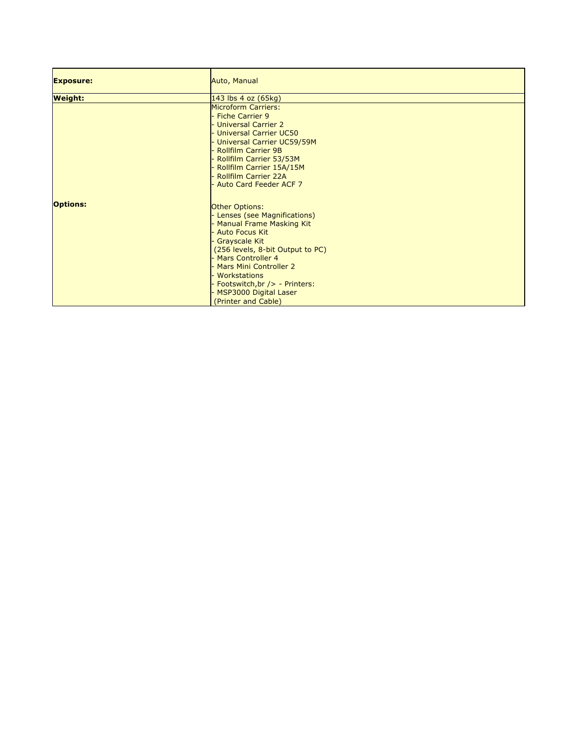| | |
|---|---|
| **Exposure:** | Auto, Manual |
| **Weight:** | 143 lbs 4 oz (65kg) |
| **Options:** | Microform Carriers:<br>- Fiche Carrier 9<br>- Universal Carrier 2<br>- Universal Carrier UC50<br>- Universal Carrier UC59/59M<br>- Rollfilm Carrier 9B<br>- Rollfilm Carrier 53/53M<br>- Rollfilm Carrier 15A/15M<br>- Rollfilm Carrier 22A<br>- Auto Card Feeder ACF 7<br><br>Other Options:<br>- Lenses (see Magnifications)<br>- Manual Frame Masking Kit<br>- Auto Focus Kit<br>- Grayscale Kit<br>(256 levels, 8-bit Output to PC)<br>- Mars Controller 4<br>- Mars Mini Controller 2<br>- Workstations<br>- Footswitch,br /> - Printers:<br>- MSP3000 Digital Laser<br>(Printer and Cable) |